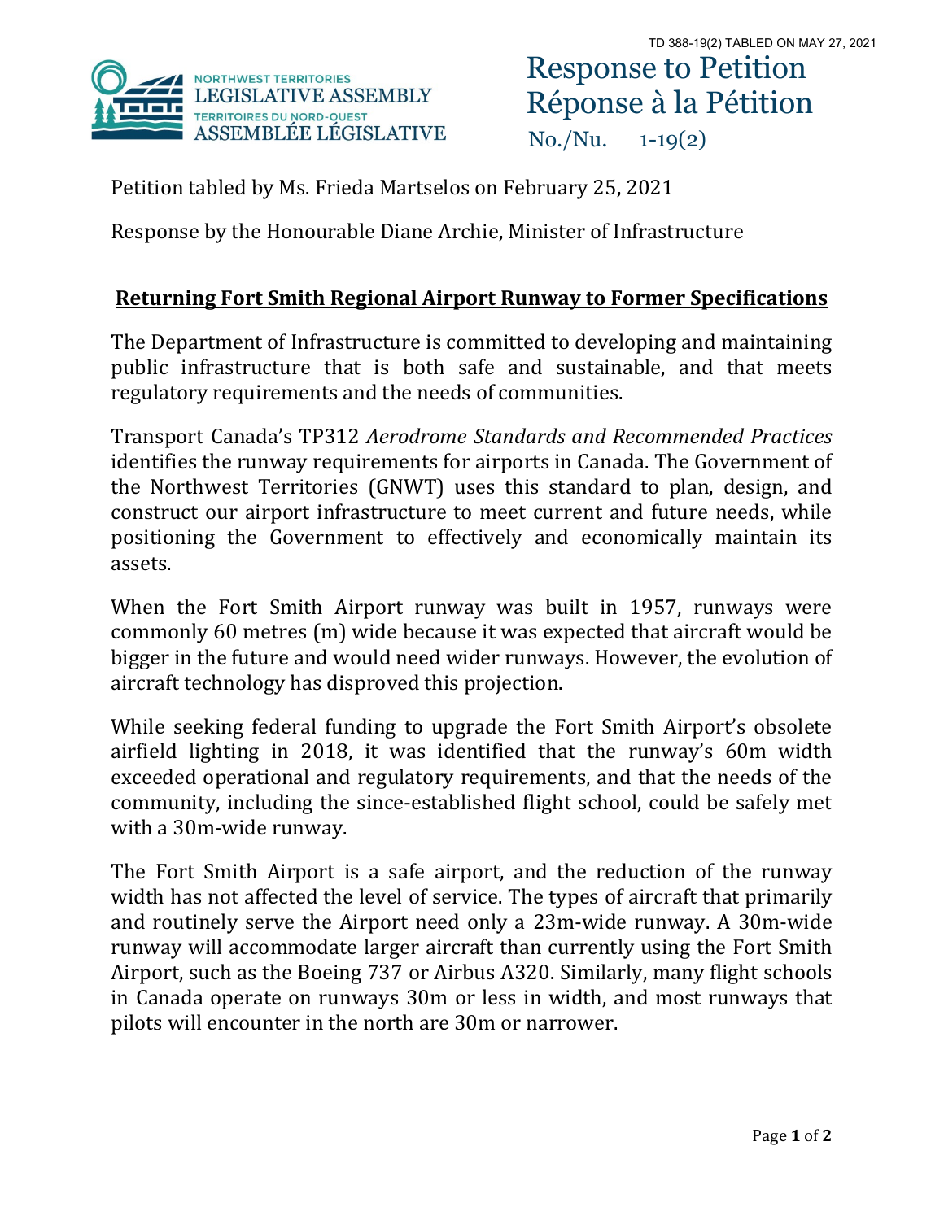TD 388-19(2) TABLED ON MAY 27, 2021

NORTHWEST TERRITORIES LEGISLATIVE ASSEMBLY
TERRITOIRES DU NORD-OUEST ASSEMBLÉE LÉGISLATIVE

# Response to Petition
# Réponse à la Pétition

No./Nu. 1-19(2)

Petition tabled by Ms. Frieda Martselos on February 25, 2021

Response by the Honourable Diane Archie, Minister of Infrastructure

## **Returning Fort Smith Regional Airport Runway to Former Specifications**

The Department of Infrastructure is committed to developing and maintaining public infrastructure that is both safe and sustainable, and that meets regulatory requirements and the needs of communities.

Transport Canada's TP312 *Aerodrome Standards and Recommended Practices* identifies the runway requirements for airports in Canada. The Government of the Northwest Territories (GNWT) uses this standard to plan, design, and construct our airport infrastructure to meet current and future needs, while positioning the Government to effectively and economically maintain its assets.

When the Fort Smith Airport runway was built in 1957, runways were commonly 60 metres (m) wide because it was expected that aircraft would be bigger in the future and would need wider runways. However, the evolution of aircraft technology has disproved this projection.

While seeking federal funding to upgrade the Fort Smith Airport's obsolete airfield lighting in 2018, it was identified that the runway's 60m width exceeded operational and regulatory requirements, and that the needs of the community, including the since-established flight school, could be safely met with a 30m-wide runway.

The Fort Smith Airport is a safe airport, and the reduction of the runway width has not affected the level of service. The types of aircraft that primarily and routinely serve the Airport need only a 23m-wide runway. A 30m-wide runway will accommodate larger aircraft than currently using the Fort Smith Airport, such as the Boeing 737 or Airbus A320. Similarly, many flight schools in Canada operate on runways 30m or less in width, and most runways that pilots will encounter in the north are 30m or narrower.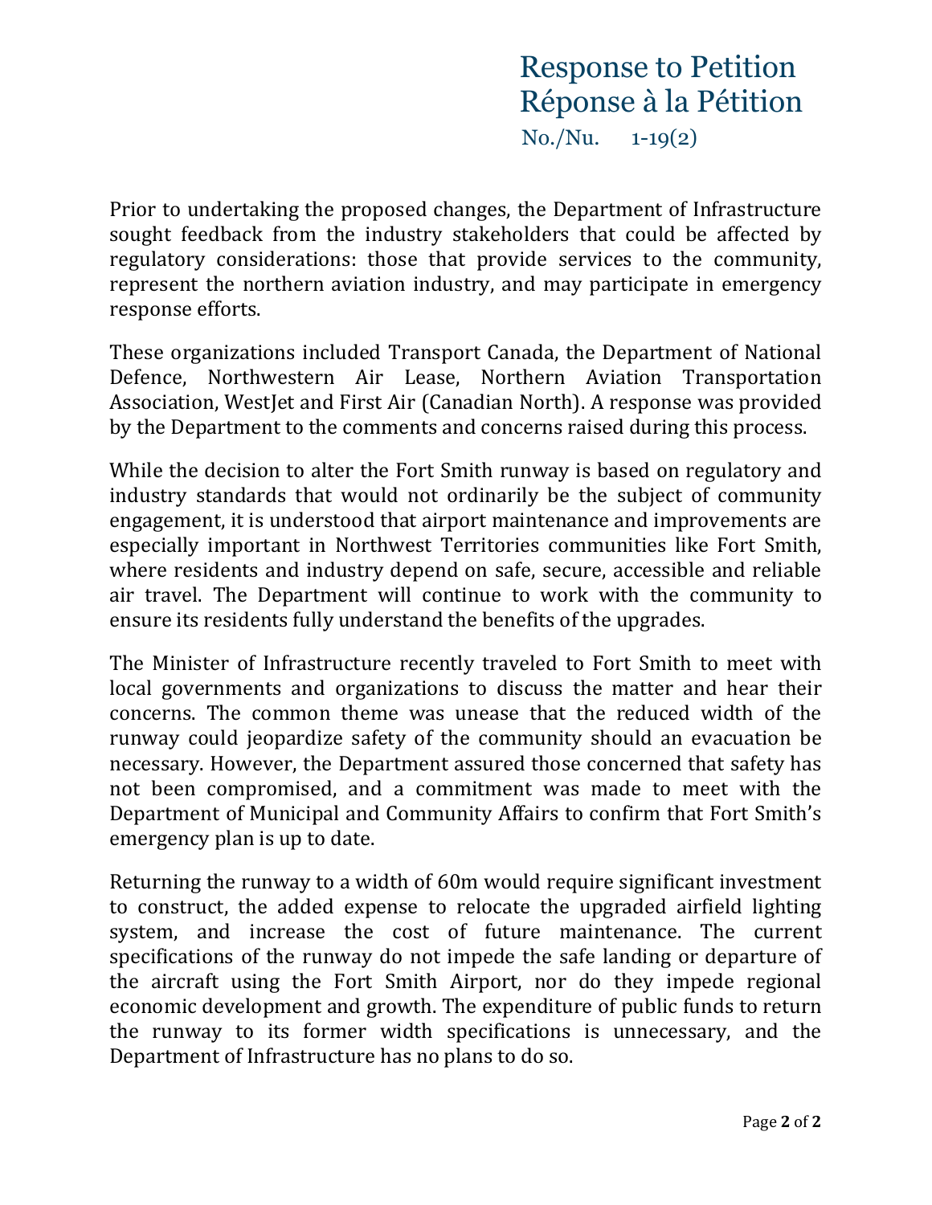# Response to Petition
# Réponse à la Pétition

No./Nu. 1-19(2)

Prior to undertaking the proposed changes, the Department of Infrastructure sought feedback from the industry stakeholders that could be affected by regulatory considerations: those that provide services to the community, represent the northern aviation industry, and may participate in emergency response efforts.

These organizations included Transport Canada, the Department of National Defence, Northwestern Air Lease, Northern Aviation Transportation Association, WestJet and First Air (Canadian North). A response was provided by the Department to the comments and concerns raised during this process.

While the decision to alter the Fort Smith runway is based on regulatory and industry standards that would not ordinarily be the subject of community engagement, it is understood that airport maintenance and improvements are especially important in Northwest Territories communities like Fort Smith, where residents and industry depend on safe, secure, accessible and reliable air travel. The Department will continue to work with the community to ensure its residents fully understand the benefits of the upgrades.

The Minister of Infrastructure recently traveled to Fort Smith to meet with local governments and organizations to discuss the matter and hear their concerns. The common theme was unease that the reduced width of the runway could jeopardize safety of the community should an evacuation be necessary. However, the Department assured those concerned that safety has not been compromised, and a commitment was made to meet with the Department of Municipal and Community Affairs to confirm that Fort Smith's emergency plan is up to date.

Returning the runway to a width of 60m would require significant investment to construct, the added expense to relocate the upgraded airfield lighting system, and increase the cost of future maintenance. The current specifications of the runway do not impede the safe landing or departure of the aircraft using the Fort Smith Airport, nor do they impede regional economic development and growth. The expenditure of public funds to return the runway to its former width specifications is unnecessary, and the Department of Infrastructure has no plans to do so.